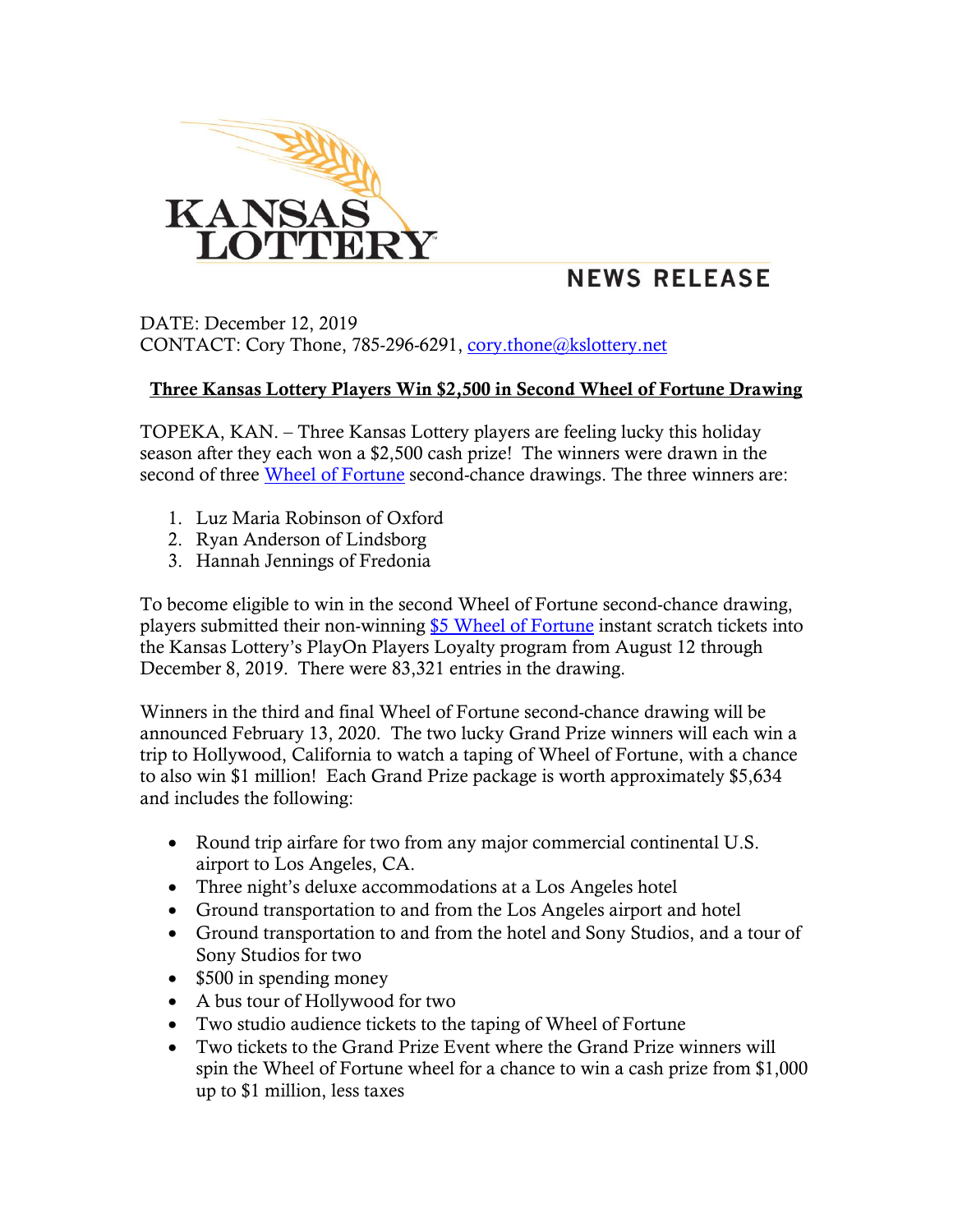KANSAS LOTTERY

NEWS RELEASE

DATE: December 12, 2019
CONTACT: Cory Thone, 785-296-6291, cory.thone@kslottery.net

## Three Kansas Lottery Players Win $2,500 in Second Wheel of Fortune Drawing

TOPEKA, KAN. – Three Kansas Lottery players are feeling lucky this holiday season after they each won a $2,500 cash prize! The winners were drawn in the second of three Wheel of Fortune second-chance drawings. The three winners are:

1. Luz Maria Robinson of Oxford
2. Ryan Anderson of Lindsborg
3. Hannah Jennings of Fredonia

To become eligible to win in the second Wheel of Fortune second-chance drawing, players submitted their non-winning $5 Wheel of Fortune instant scratch tickets into the Kansas Lottery's PlayOn Players Loyalty program from August 12 through December 8, 2019. There were 83,321 entries in the drawing.

Winners in the third and final Wheel of Fortune second-chance drawing will be announced February 13, 2020. The two lucky Grand Prize winners will each win a trip to Hollywood, California to watch a taping of Wheel of Fortune, with a chance to also win $1 million! Each Grand Prize package is worth approximately $5,634 and includes the following:

- Round trip airfare for two from any major commercial continental U.S. airport to Los Angeles, CA.
- Three night's deluxe accommodations at a Los Angeles hotel
- Ground transportation to and from the Los Angeles airport and hotel
- Ground transportation to and from the hotel and Sony Studios, and a tour of Sony Studios for two
- $500 in spending money
- A bus tour of Hollywood for two
- Two studio audience tickets to the taping of Wheel of Fortune
- Two tickets to the Grand Prize Event where the Grand Prize winners will spin the Wheel of Fortune wheel for a chance to win a cash prize from $1,000 up to $1 million, less taxes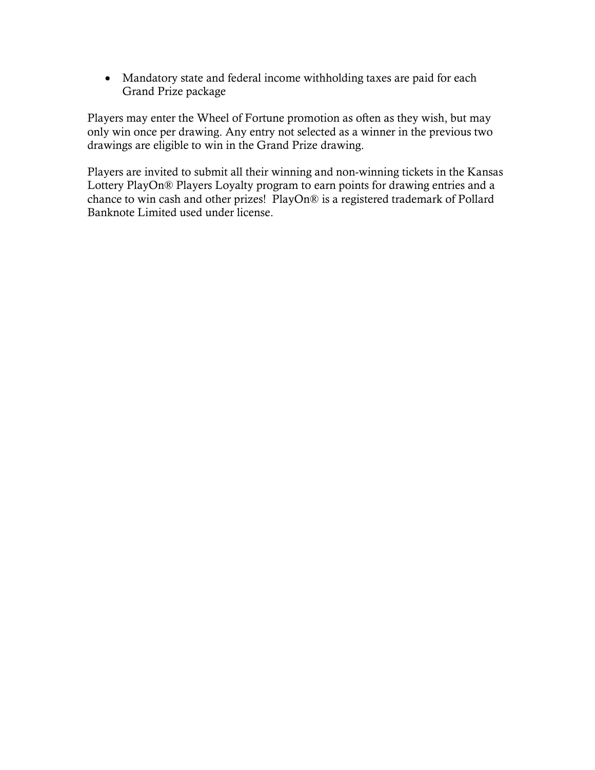- Mandatory state and federal income withholding taxes are paid for each Grand Prize package

Players may enter the Wheel of Fortune promotion as often as they wish, but may only win once per drawing. Any entry not selected as a winner in the previous two drawings are eligible to win in the Grand Prize drawing.

Players are invited to submit all their winning and non-winning tickets in the Kansas Lottery PlayOn® Players Loyalty program to earn points for drawing entries and a chance to win cash and other prizes! PlayOn® is a registered trademark of Pollard Banknote Limited used under license.